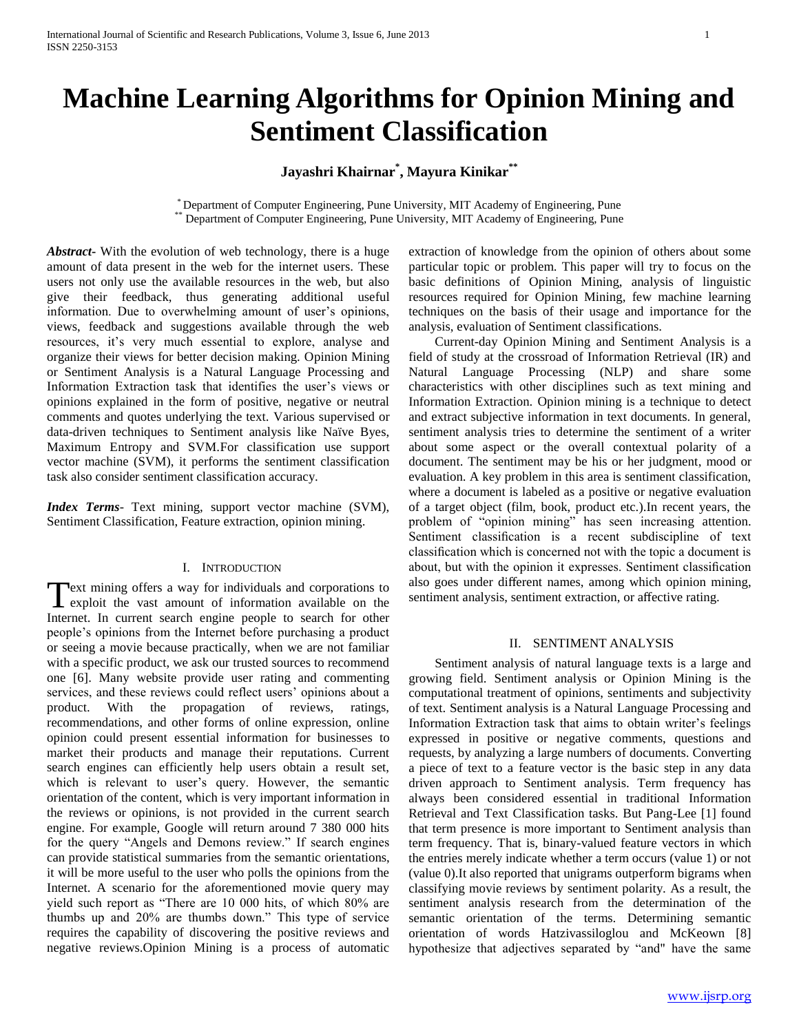# Machine Learning Algorithms for Opinion Mining and Sentiment Classification

**Jayashri Khairnar[*], Mayura Kinikar[**]**

[*] Department of Computer Engineering, Pune University, MIT Academy of Engineering, Pune
[**] Department of Computer Engineering, Pune University, MIT Academy of Engineering, Pune

***Abstract-*** With the evolution of web technology, there is a huge amount of data present in the web for the internet users. These users not only use the available resources in the web, but also give their feedback, thus generating additional useful information. Due to overwhelming amount of user's opinions, views, feedback and suggestions available through the web resources, it's very much essential to explore, analyse and organize their views for better decision making. Opinion Mining or Sentiment Analysis is a Natural Language Processing and Information Extraction task that identifies the user's views or opinions explained in the form of positive, negative or neutral comments and quotes underlying the text. Various supervised or data-driven techniques to Sentiment analysis like Naïve Byes, Maximum Entropy and SVM.For classification use support vector machine (SVM), it performs the sentiment classification task also consider sentiment classification accuracy.

***Index Terms*-** Text mining, support vector machine (SVM), Sentiment Classification, Feature extraction, opinion mining.

## I. Introduction

Text mining offers a way for individuals and corporations to exploit the vast amount of information available on the Internet. In current search engine people to search for other people's opinions from the Internet before purchasing a product or seeing a movie because practically, when we are not familiar with a specific product, we ask our trusted sources to recommend one [6]. Many website provide user rating and commenting services, and these reviews could reflect users' opinions about a product. With the propagation of reviews, ratings, recommendations, and other forms of online expression, online opinion could present essential information for businesses to market their products and manage their reputations. Current search engines can efficiently help users obtain a result set, which is relevant to user's query. However, the semantic orientation of the content, which is very important information in the reviews or opinions, is not provided in the current search engine. For example, Google will return around 7 380 000 hits for the query "Angels and Demons review." If search engines can provide statistical summaries from the semantic orientations, it will be more useful to the user who polls the opinions from the Internet. A scenario for the aforementioned movie query may yield such report as "There are 10 000 hits, of which 80% are thumbs up and 20% are thumbs down." This type of service requires the capability of discovering the positive reviews and negative reviews.Opinion Mining is a process of automatic extraction of knowledge from the opinion of others about some particular topic or problem. This paper will try to focus on the basic definitions of Opinion Mining, analysis of linguistic resources required for Opinion Mining, few machine learning techniques on the basis of their usage and importance for the analysis, evaluation of Sentiment classifications.

Current-day Opinion Mining and Sentiment Analysis is a field of study at the crossroad of Information Retrieval (IR) and Natural Language Processing (NLP) and share some characteristics with other disciplines such as text mining and Information Extraction. Opinion mining is a technique to detect and extract subjective information in text documents. In general, sentiment analysis tries to determine the sentiment of a writer about some aspect or the overall contextual polarity of a document. The sentiment may be his or her judgment, mood or evaluation. A key problem in this area is sentiment classification, where a document is labeled as a positive or negative evaluation of a target object (film, book, product etc.).In recent years, the problem of "opinion mining" has seen increasing attention. Sentiment classification is a recent subdiscipline of text classification which is concerned not with the topic a document is about, but with the opinion it expresses. Sentiment classification also goes under different names, among which opinion mining, sentiment analysis, sentiment extraction, or affective rating.

## II. Sentiment Analysis

Sentiment analysis of natural language texts is a large and growing field. Sentiment analysis or Opinion Mining is the computational treatment of opinions, sentiments and subjectivity of text. Sentiment analysis is a Natural Language Processing and Information Extraction task that aims to obtain writer's feelings expressed in positive or negative comments, questions and requests, by analyzing a large numbers of documents. Converting a piece of text to a feature vector is the basic step in any data driven approach to Sentiment analysis. Term frequency has always been considered essential in traditional Information Retrieval and Text Classification tasks. But Pang-Lee [1] found that term presence is more important to Sentiment analysis than term frequency. That is, binary-valued feature vectors in which the entries merely indicate whether a term occurs (value 1) or not (value 0).It also reported that unigrams outperform bigrams when classifying movie reviews by sentiment polarity. As a result, the sentiment analysis research from the determination of the semantic orientation of the terms. Determining semantic orientation of words Hatzivassiloglou and McKeown [8] hypothesize that adjectives separated by "and" have the same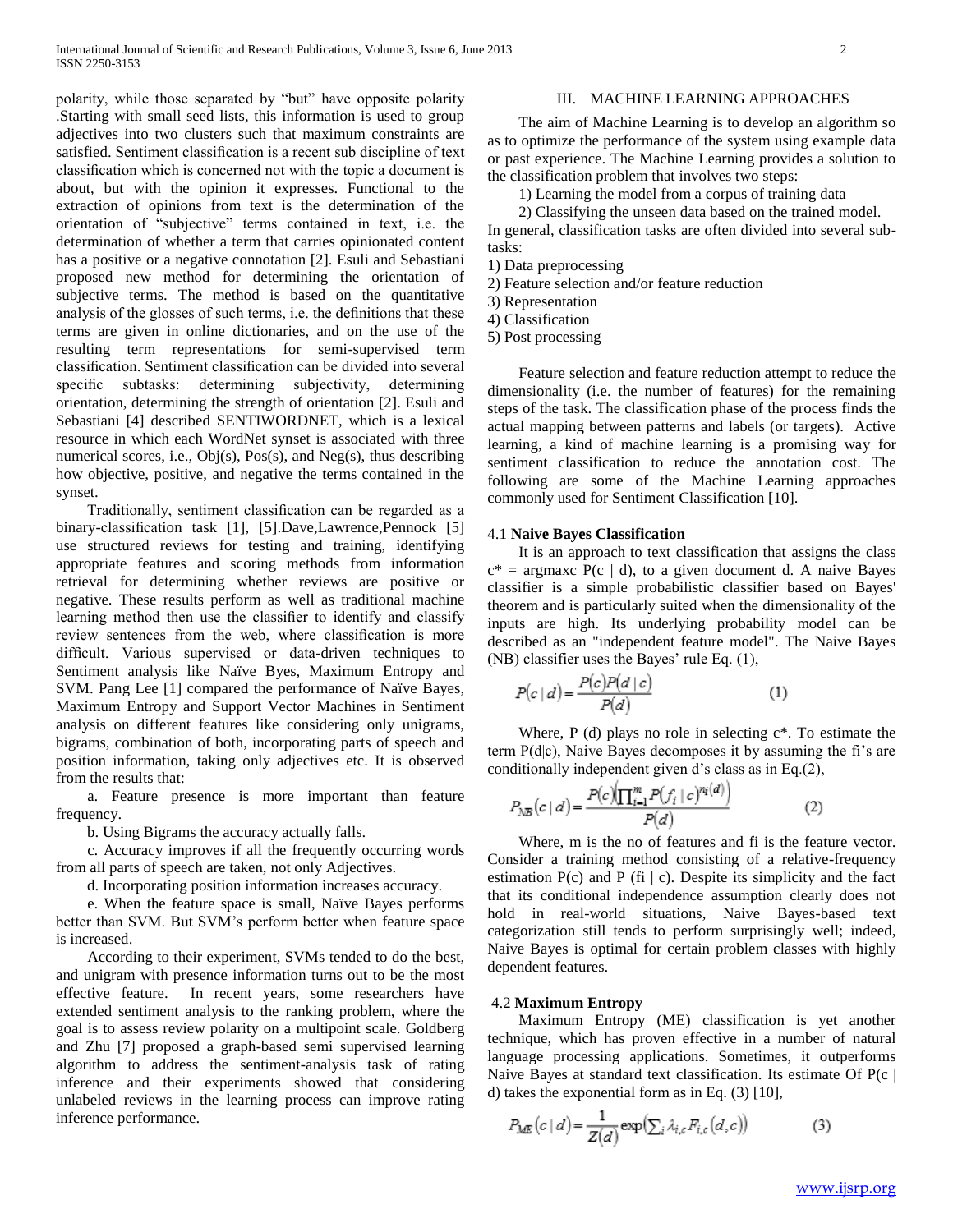polarity, while those separated by "but" have opposite polarity .Starting with small seed lists, this information is used to group adjectives into two clusters such that maximum constraints are satisfied. Sentiment classification is a recent sub discipline of text classification which is concerned not with the topic a document is about, but with the opinion it expresses. Functional to the extraction of opinions from text is the determination of the orientation of "subjective" terms contained in text, i.e. the determination of whether a term that carries opinionated content has a positive or a negative connotation [2]. Esuli and Sebastiani proposed new method for determining the orientation of subjective terms. The method is based on the quantitative analysis of the glosses of such terms, i.e. the definitions that these terms are given in online dictionaries, and on the use of the resulting term representations for semi-supervised term classification. Sentiment classification can be divided into several specific subtasks: determining subjectivity, determining orientation, determining the strength of orientation [2]. Esuli and Sebastiani [4] described SENTIWORDNET, which is a lexical resource in which each WordNet synset is associated with three numerical scores, i.e., Obj(s), Pos(s), and Neg(s), thus describing how objective, positive, and negative the terms contained in the synset.

Traditionally, sentiment classification can be regarded as a binary-classification task [1], [5].Dave,Lawrence,Pennock [5] use structured reviews for testing and training, identifying appropriate features and scoring methods from information retrieval for determining whether reviews are positive or negative. These results perform as well as traditional machine learning method then use the classifier to identify and classify review sentences from the web, where classification is more difficult. Various supervised or data-driven techniques to Sentiment analysis like Naïve Byes, Maximum Entropy and SVM. Pang Lee [1] compared the performance of Naïve Bayes, Maximum Entropy and Support Vector Machines in Sentiment analysis on different features like considering only unigrams, bigrams, combination of both, incorporating parts of speech and position information, taking only adjectives etc. It is observed from the results that:

a. Feature presence is more important than feature frequency.

b. Using Bigrams the accuracy actually falls.

c. Accuracy improves if all the frequently occurring words from all parts of speech are taken, not only Adjectives.

d. Incorporating position information increases accuracy.

e. When the feature space is small, Naïve Bayes performs better than SVM. But SVM's perform better when feature space is increased.

According to their experiment, SVMs tended to do the best, and unigram with presence information turns out to be the most effective feature. In recent years, some researchers have extended sentiment analysis to the ranking problem, where the goal is to assess review polarity on a multipoint scale. Goldberg and Zhu [7] proposed a graph-based semi supervised learning algorithm to address the sentiment-analysis task of rating inference and their experiments showed that considering unlabeled reviews in the learning process can improve rating inference performance.

## III. MACHINE LEARNING APPROACHES

The aim of Machine Learning is to develop an algorithm so as to optimize the performance of the system using example data or past experience. The Machine Learning provides a solution to the classification problem that involves two steps:

1) Learning the model from a corpus of training data

2) Classifying the unseen data based on the trained model.

In general, classification tasks are often divided into several sub-tasks:

1) Data preprocessing
2) Feature selection and/or feature reduction
3) Representation
4) Classification
5) Post processing

Feature selection and feature reduction attempt to reduce the dimensionality (i.e. the number of features) for the remaining steps of the task. The classification phase of the process finds the actual mapping between patterns and labels (or targets). Active learning, a kind of machine learning is a promising way for sentiment classification to reduce the annotation cost. The following are some of the Machine Learning approaches commonly used for Sentiment Classification [10].

### 4.1 Naive Bayes Classification

It is an approach to text classification that assigns the class $c^* = \text{argmax}_c\, P(c \mid d)$, to a given document d. A naive Bayes classifier is a simple probabilistic classifier based on Bayes' theorem and is particularly suited when the dimensionality of the inputs are high. Its underlying probability model can be described as an "independent feature model". The Naive Bayes (NB) classifier uses the Bayes' rule Eq. (1),

$$P(c \mid d) = \frac{P(c)P(d \mid c)}{P(d)} \qquad (1)$$

Where, P (d) plays no role in selecting $c^*$. To estimate the term P(d|c), Naive Bayes decomposes it by assuming the $f_i$'s are conditionally independent given d's class as in Eq.(2),

$$P_{NB}(c \mid d) = \frac{P(c)\left(\prod_{i=1}^{m} P(f_i \mid c)^{n_i(d)}\right)}{P(d)} \qquad (2)$$

Where, m is the no of features and fi is the feature vector. Consider a training method consisting of a relative-frequency estimation P(c) and P (fi | c). Despite its simplicity and the fact that its conditional independence assumption clearly does not hold in real-world situations, Naive Bayes-based text categorization still tends to perform surprisingly well; indeed, Naive Bayes is optimal for certain problem classes with highly dependent features.

### 4.2 Maximum Entropy

Maximum Entropy (ME) classification is yet another technique, which has proven effective in a number of natural language processing applications. Sometimes, it outperforms Naive Bayes at standard text classification. Its estimate Of P(c | d) takes the exponential form as in Eq. (3) [10],

$$P_{ME}(c \mid d) = \frac{1}{Z(d)} \exp\left(\sum_i \lambda_{i,c} F_{i,c}(d,c)\right) \qquad (3)$$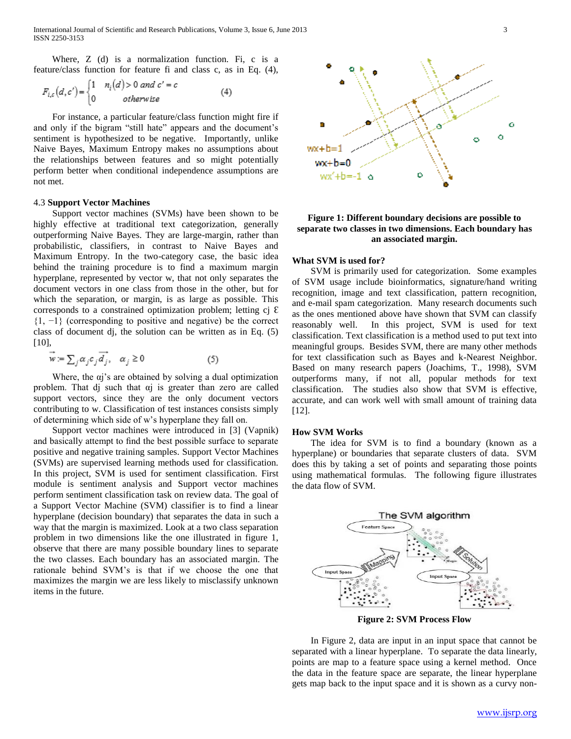Where, Z (d) is a normalization function. Fi, c is a feature/class function for feature fi and class c, as in Eq. (4),

$$F_{i,c}(d,c') = \begin{cases} 1 & n_i(d) > 0 \text{ and } c' = c \\ 0 & \text{otherwise} \end{cases} \qquad (4)$$

For instance, a particular feature/class function might fire if and only if the bigram "still hate" appears and the document's sentiment is hypothesized to be negative. Importantly, unlike Naive Bayes, Maximum Entropy makes no assumptions about the relationships between features and so might potentially perform better when conditional independence assumptions are not met.

4.3 **Support Vector Machines**

Support vector machines (SVMs) have been shown to be highly effective at traditional text categorization, generally outperforming Naive Bayes. They are large-margin, rather than probabilistic, classifiers, in contrast to Naive Bayes and Maximum Entropy. In the two-category case, the basic idea behind the training procedure is to find a maximum margin hyperplane, represented by vector w, that not only separates the document vectors in one class from those in the other, but for which the separation, or margin, is as large as possible. This corresponds to a constrained optimization problem; letting cj Ɛ {1, −1} (corresponding to positive and negative) be the correct class of document dj, the solution can be written as in Eq. (5) [10],

$$\vec{w} := \sum_j \alpha_j c_j \vec{d_j}, \quad \alpha_j \geq 0 \qquad (5)$$

Where, the αj's are obtained by solving a dual optimization problem. That dj such that αj is greater than zero are called support vectors, since they are the only document vectors contributing to w. Classification of test instances consists simply of determining which side of w's hyperplane they fall on.

Support vector machines were introduced in [3] (Vapnik) and basically attempt to find the best possible surface to separate positive and negative training samples. Support Vector Machines (SVMs) are supervised learning methods used for classification. In this project, SVM is used for sentiment classification. First module is sentiment analysis and Support vector machines perform sentiment classification task on review data. The goal of a Support Vector Machine (SVM) classifier is to find a linear hyperplane (decision boundary) that separates the data in such a way that the margin is maximized. Look at a two class separation problem in two dimensions like the one illustrated in figure 1, observe that there are many possible boundary lines to separate the two classes. Each boundary has an associated margin. The rationale behind SVM's is that if we choose the one that maximizes the margin we are less likely to misclassify unknown items in the future.

**Figure 1: Different boundary decisions are possible to separate two classes in two dimensions. Each boundary has an associated margin.**

**What SVM is used for?**

SVM is primarily used for categorization. Some examples of SVM usage include bioinformatics, signature/hand writing recognition, image and text classification, pattern recognition, and e-mail spam categorization. Many research documents such as the ones mentioned above have shown that SVM can classify reasonably well. In this project, SVM is used for text classification. Text classification is a method used to put text into meaningful groups. Besides SVM, there are many other methods for text classification such as Bayes and k-Nearest Neighbor. Based on many research papers (Joachims, T., 1998), SVM outperforms many, if not all, popular methods for text classification. The studies also show that SVM is effective, accurate, and can work well with small amount of training data [12].

**How SVM Works**

The idea for SVM is to find a boundary (known as a hyperplane) or boundaries that separate clusters of data. SVM does this by taking a set of points and separating those points using mathematical formulas. The following figure illustrates the data flow of SVM.

**Figure 2: SVM Process Flow**

In Figure 2, data are input in an input space that cannot be separated with a linear hyperplane. To separate the data linearly, points are map to a feature space using a kernel method. Once the data in the feature space are separate, the linear hyperplane gets map back to the input space and it is shown as a curvy non-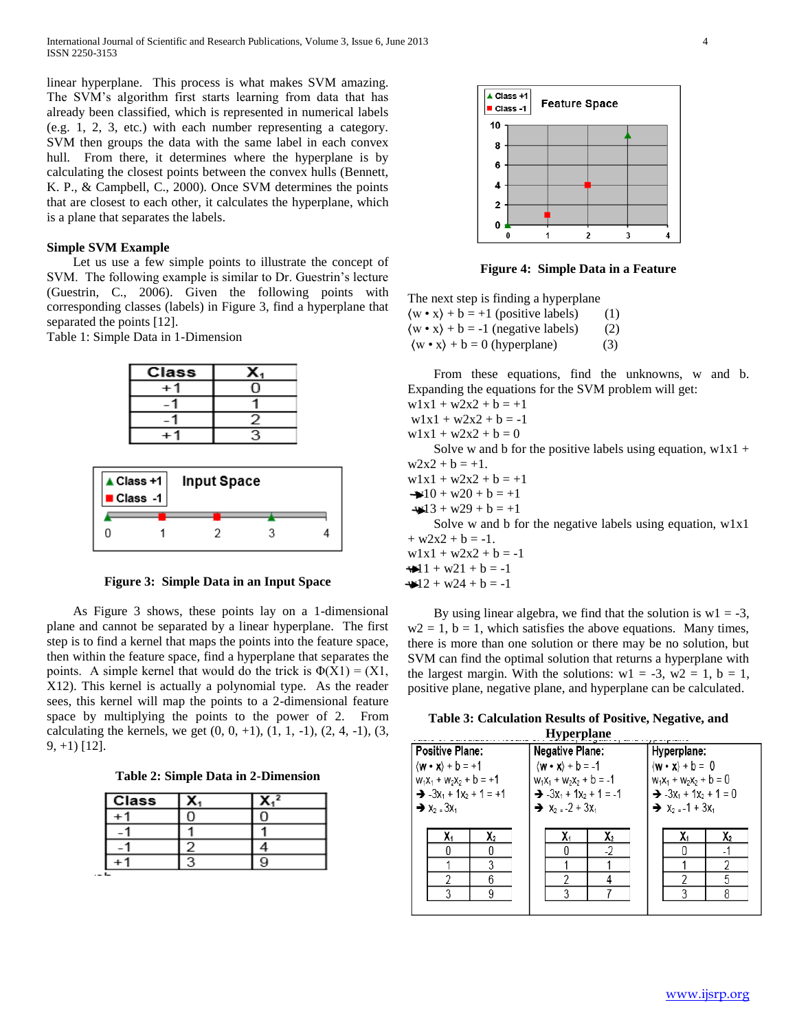linear hyperplane. This process is what makes SVM amazing. The SVM's algorithm first starts learning from data that has already been classified, which is represented in numerical labels (e.g. 1, 2, 3, etc.) with each number representing a category. SVM then groups the data with the same label in each convex hull. From there, it determines where the hyperplane is by calculating the closest points between the convex hulls (Bennett, K. P., & Campbell, C., 2000). Once SVM determines the points that are closest to each other, it calculates the hyperplane, which is a plane that separates the labels.

### Simple SVM Example

Let us use a few simple points to illustrate the concept of SVM. The following example is similar to Dr. Guestrin's lecture (Guestrin, C., 2006). Given the following points with corresponding classes (labels) in Figure 3, find a hyperplane that separated the points [12].

Table 1: Simple Data in 1-Dimension

| Class | $X_1$ |
|---|---|
| +1 | 0 |
| -1 | 1 |
| -1 | 2 |
| +1 | 3 |

**Figure 3: Simple Data in an Input Space**

As Figure 3 shows, these points lay on a 1-dimensional plane and cannot be separated by a linear hyperplane. The first step is to find a kernel that maps the points into the feature space, then within the feature space, find a hyperplane that separates the points. A simple kernel that would do the trick is $\Phi(X1) = (X1, X1^2)$. This kernel is actually a polynomial type. As the reader sees, this kernel will map the points to a 2-dimensional feature space by multiplying the points to the power of 2. From calculating the kernels, we get (0, 0, +1), (1, 1, -1), (2, 4, -1), (3, 9, +1) [12].

**Table 2: Simple Data in 2-Dimension**

| Class | $X_1$ | $X_1^2$ |
|---|---|---|
| +1 | 0 | 0 |
| -1 | 1 | 1 |
| -1 | 2 | 4 |
| +1 | 3 | 9 |

**Figure 4: Simple Data in a Feature**

The next step is finding a hyperplane

$\langle w \cdot x\rangle + b = +1$ (positive labels) (1)

$\langle w \cdot x\rangle + b = -1$ (negative labels) (2)

$\langle w \cdot x\rangle + b = 0$ (hyperplane) (3)

From these equations, find the unknowns, w and b. Expanding the equations for the SVM problem will get:

$w1x1 + w2x2 + b = +1$

$w1x1 + w2x2 + b = -1$

$w1x1 + w2x2 + b = 0$

Solve w and b for the positive labels using equation, $w1x1 + w2x2 + b = +1$.

$w1x1 + w2x2 + b = +1$

$\rightarrow w10 + w20 + b = +1$

$\rightarrow w13 + w29 + b = +1$

Solve w and b for the negative labels using equation, $w1x1 + w2x2 + b = -1$.

$w1x1 + w2x2 + b = -1$

$\rightarrow w11 + w21 + b = -1$

$\rightarrow w12 + w24 + b = -1$

By using linear algebra, we find that the solution is w1 = -3, w2 = 1, b = 1, which satisfies the above equations. Many times, there is more than one solution or there may be no solution, but SVM can find the optimal solution that returns a hyperplane with the largest margin. With the solutions: w1 = -3, w2 = 1, b = 1, positive plane, negative plane, and hyperplane can be calculated.

**Table 3: Calculation Results of Positive, Negative, and Hyperplane**

| Positive Plane: | | Negative Plane: | | Hyperplane: | |
|---|---|---|---|---|---|
| $\langle w \cdot x\rangle + b = +1$ | | $\langle w \cdot x\rangle + b = -1$ | | $\langle w \cdot x\rangle + b = 0$ | |
| $w_1x_1 + w_2x_2 + b = +1$ | | $w_1x_1 + w_2x_2 + b = -1$ | | $w_1x_1 + w_2x_2 + b = 0$ | |
| $\rightarrow -3x_1 + 1x_2 + 1 = +1$ | | $\rightarrow -3x_1 + 1x_2 + 1 = -1$ | | $\rightarrow -3x_1 + 1x_2 + 1 = 0$ | |
| $\rightarrow x_2 = 3x_1$ | | $\rightarrow x_2 = -2 + 3x_1$ | | $\rightarrow x_2 = -1 + 3x_1$ | |
| $X_1$ | $X_2$ | $X_1$ | $X_2$ | $X_1$ | $X_2$ |
| 0 | 0 | 0 | -2 | 0 | -1 |
| 1 | 3 | 1 | 1 | 1 | 2 |
| 2 | 6 | 2 | 4 | 2 | 5 |
| 3 | 9 | 3 | 7 | 3 | 8 |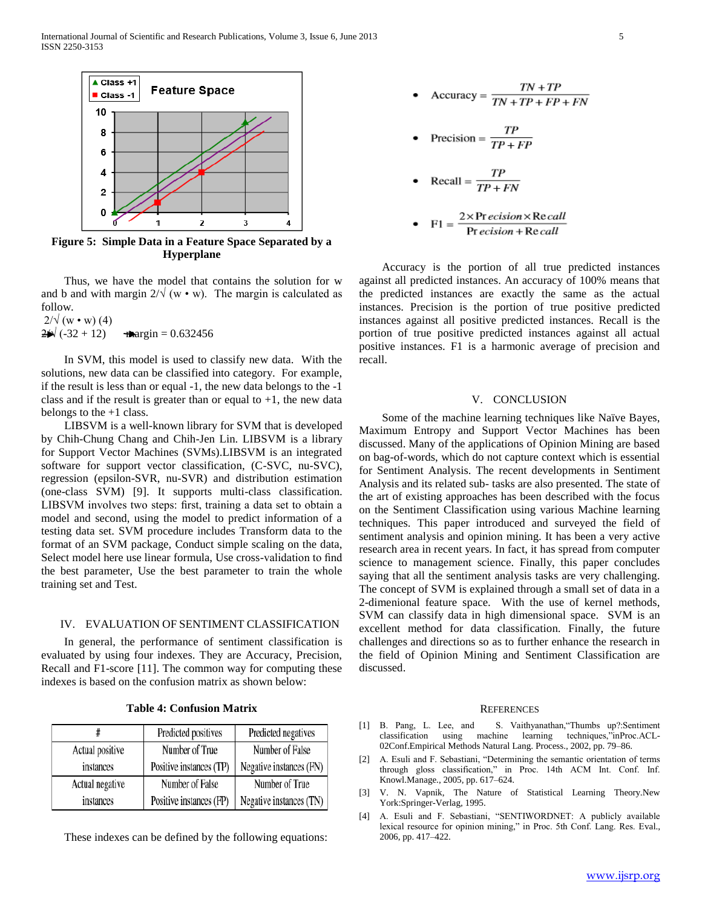Figure 5: Simple Data in a Feature Space Separated by a Hyperplane

Thus, we have the model that contains the solution for w and b and with margin 2/√ (w • w). The margin is calculated as follow.

2/√ (w • w) (4)

2/√ (-32 + 12) → margin = 0.632456

In SVM, this model is used to classify new data. With the solutions, new data can be classified into category. For example, if the result is less than or equal -1, the new data belongs to the -1 class and if the result is greater than or equal to +1, the new data belongs to the +1 class.

LIBSVM is a well-known library for SVM that is developed by Chih-Chung Chang and Chih-Jen Lin. LIBSVM is a library for Support Vector Machines (SVMs).LIBSVM is an integrated software for support vector classification, (C-SVC, nu-SVC), regression (epsilon-SVR, nu-SVR) and distribution estimation (one-class SVM) [9]. It supports multi-class classification. LIBSVM involves two steps: first, training a data set to obtain a model and second, using the model to predict information of a testing data set. SVM procedure includes Transform data to the format of an SVM package, Conduct simple scaling on the data, Select model here use linear formula, Use cross-validation to find the best parameter, Use the best parameter to train the whole training set and Test.

## IV. EVALUATION OF SENTIMENT CLASSIFICATION

In general, the performance of sentiment classification is evaluated by using four indexes. They are Accuracy, Precision, Recall and F1-score [11]. The common way for computing these indexes is based on the confusion matrix as shown below:

**Table 4: Confusion Matrix**

| # | Predicted positives | Predicted negatives |
|---|---|---|
| Actual positive instances | Number of True Positive instances (TP) | Number of False Negative instances (FN) |
| Actual negative instances | Number of False Positive instances (FP) | Number of True Negative instances (TN) |

These indexes can be defined by the following equations:

- $$\text{Accuracy} = \frac{TN + TP}{TN + TP + FP + FN}$$
- $$\text{Precision} = \frac{TP}{TP + FP}$$
- $$\text{Recall} = \frac{TP}{TP + FN}$$
- $$\text{F1} = \frac{2 \times Precision \times Recall}{Precision + Recall}$$

Accuracy is the portion of all true predicted instances against all predicted instances. An accuracy of 100% means that the predicted instances are exactly the same as the actual instances. Precision is the portion of true positive predicted instances against all positive predicted instances. Recall is the portion of true positive predicted instances against all actual positive instances. F1 is a harmonic average of precision and recall.

## V. CONCLUSION

Some of the machine learning techniques like Naïve Bayes, Maximum Entropy and Support Vector Machines has been discussed. Many of the applications of Opinion Mining are based on bag-of-words, which do not capture context which is essential for Sentiment Analysis. The recent developments in Sentiment Analysis and its related sub- tasks are also presented. The state of the art of existing approaches has been described with the focus on the Sentiment Classification using various Machine learning techniques. This paper introduced and surveyed the field of sentiment analysis and opinion mining. It has been a very active research area in recent years. In fact, it has spread from computer science to management science. Finally, this paper concludes saying that all the sentiment analysis tasks are very challenging. The concept of SVM is explained through a small set of data in a 2-dimenional feature space. With the use of kernel methods, SVM can classify data in high dimensional space. SVM is an excellent method for data classification. Finally, the future challenges and directions so as to further enhance the research in the field of Opinion Mining and Sentiment Classification are discussed.

## REFERENCES

[1] B. Pang, L. Lee, and S. Vaithyanathan,"Thumbs up?:Sentiment classification using machine learning techniques,"inProc.ACL-02Conf.Empirical Methods Natural Lang. Process., 2002, pp. 79–86.

[2] A. Esuli and F. Sebastiani, "Determining the semantic orientation of terms through gloss classification," in Proc. 14th ACM Int. Conf. Inf. Knowl.Manage., 2005, pp. 617–624.

[3] V. N. Vapnik, The Nature of Statistical Learning Theory.New York:Springer-Verlag, 1995.

[4] A. Esuli and F. Sebastiani, "SENTIWORDNET: A publicly available lexical resource for opinion mining," in Proc. 5th Conf. Lang. Res. Eval., 2006, pp. 417–422.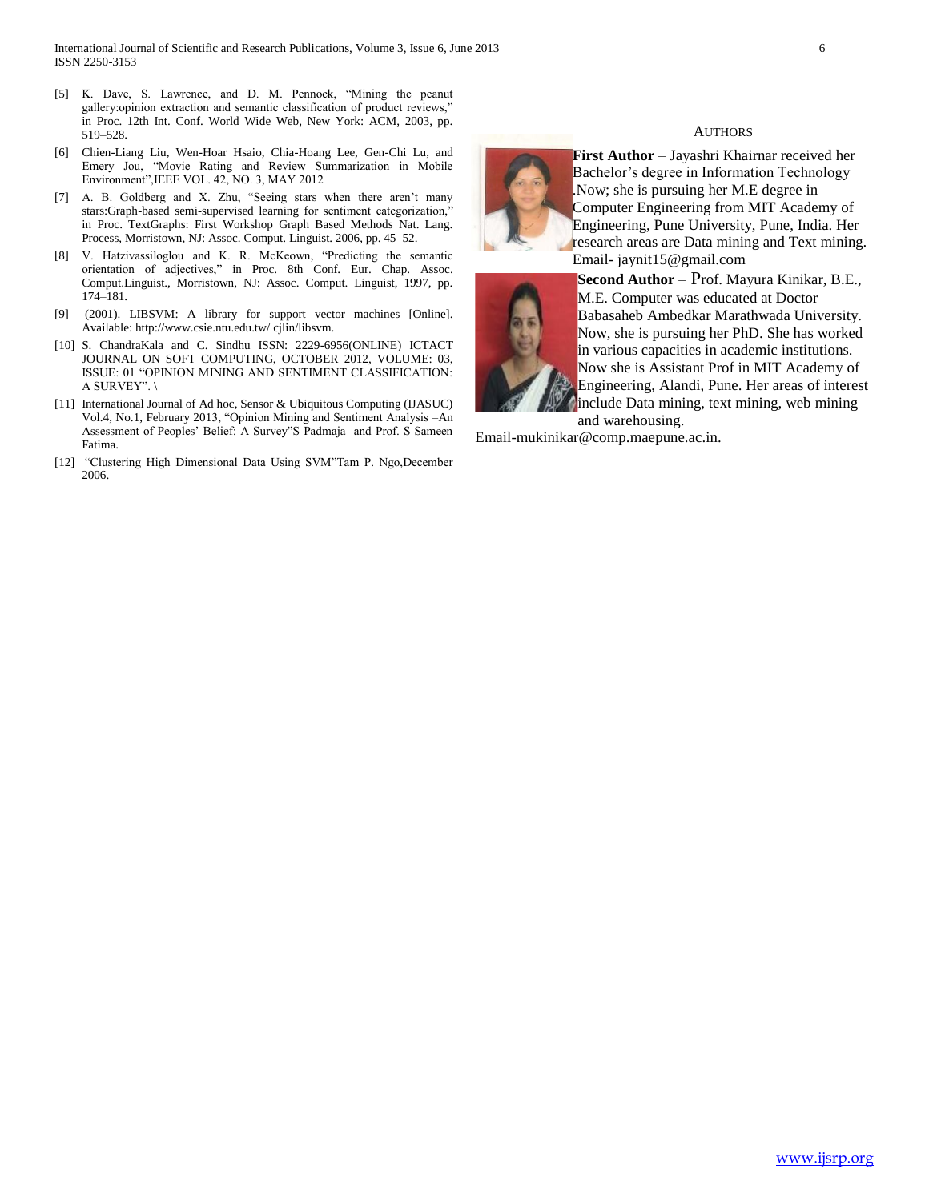[5] K. Dave, S. Lawrence, and D. M. Pennock, "Mining the peanut gallery:opinion extraction and semantic classification of product reviews," in Proc. 12th Int. Conf. World Wide Web, New York: ACM, 2003, pp. 519–528.

[6] Chien-Liang Liu, Wen-Hoar Hsaio, Chia-Hoang Lee, Gen-Chi Lu, and Emery Jou, "Movie Rating and Review Summarization in Mobile Environment",IEEE VOL. 42, NO. 3, MAY 2012

[7] A. B. Goldberg and X. Zhu, "Seeing stars when there aren't many stars:Graph-based semi-supervised learning for sentiment categorization," in Proc. TextGraphs: First Workshop Graph Based Methods Nat. Lang. Process, Morristown, NJ: Assoc. Comput. Linguist. 2006, pp. 45–52.

[8] V. Hatzivassiloglou and K. R. McKeown, "Predicting the semantic orientation of adjectives," in Proc. 8th Conf. Eur. Chap. Assoc. Comput.Linguist., Morristown, NJ: Assoc. Comput. Linguist, 1997, pp. 174–181.

[9] (2001). LIBSVM: A library for support vector machines [Online]. Available: http://www.csie.ntu.edu.tw/ cjlin/libsvm.

[10] S. ChandraKala and C. Sindhu ISSN: 2229-6956(ONLINE) ICTACT JOURNAL ON SOFT COMPUTING, OCTOBER 2012, VOLUME: 03, ISSUE: 01 "OPINION MINING AND SENTIMENT CLASSIFICATION: A SURVEY". \

[11] International Journal of Ad hoc, Sensor & Ubiquitous Computing (IJASUC) Vol.4, No.1, February 2013, "Opinion Mining and Sentiment Analysis –An Assessment of Peoples' Belief: A Survey"S Padmaja and Prof. S Sameen Fatima.

[12] "Clustering High Dimensional Data Using SVM"Tam P. Ngo,December 2006.

## AUTHORS

**First Author** – Jayashri Khairnar received her Bachelor's degree in Information Technology .Now; she is pursuing her M.E degree in Computer Engineering from MIT Academy of Engineering, Pune University, Pune, India. Her research areas are Data mining and Text mining. Email- jaynit15@gmail.com

**Second Author** – Prof. Mayura Kinikar, B.E., M.E. Computer was educated at Doctor Babasaheb Ambedkar Marathwada University. Now, she is pursuing her PhD. She has worked in various capacities in academic institutions. Now she is Assistant Prof in MIT Academy of Engineering, Alandi, Pune. Her areas of interest include Data mining, text mining, web mining and warehousing.
Email-mukinikar@comp.maepune.ac.in.